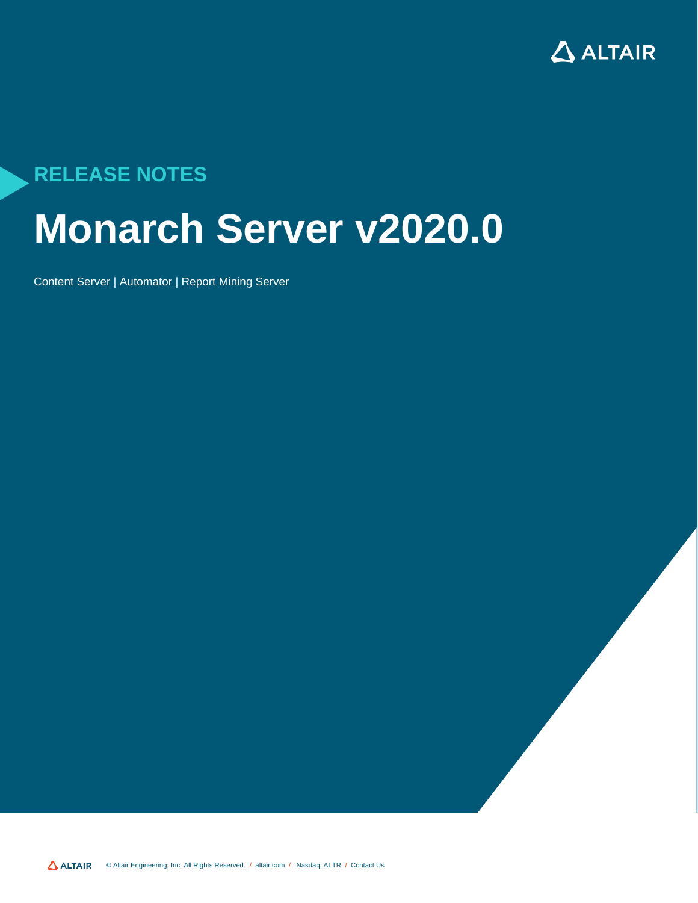RELEASE NOTES

# Monarch Server v2020.0

Content Server | Automator | Report Mining Server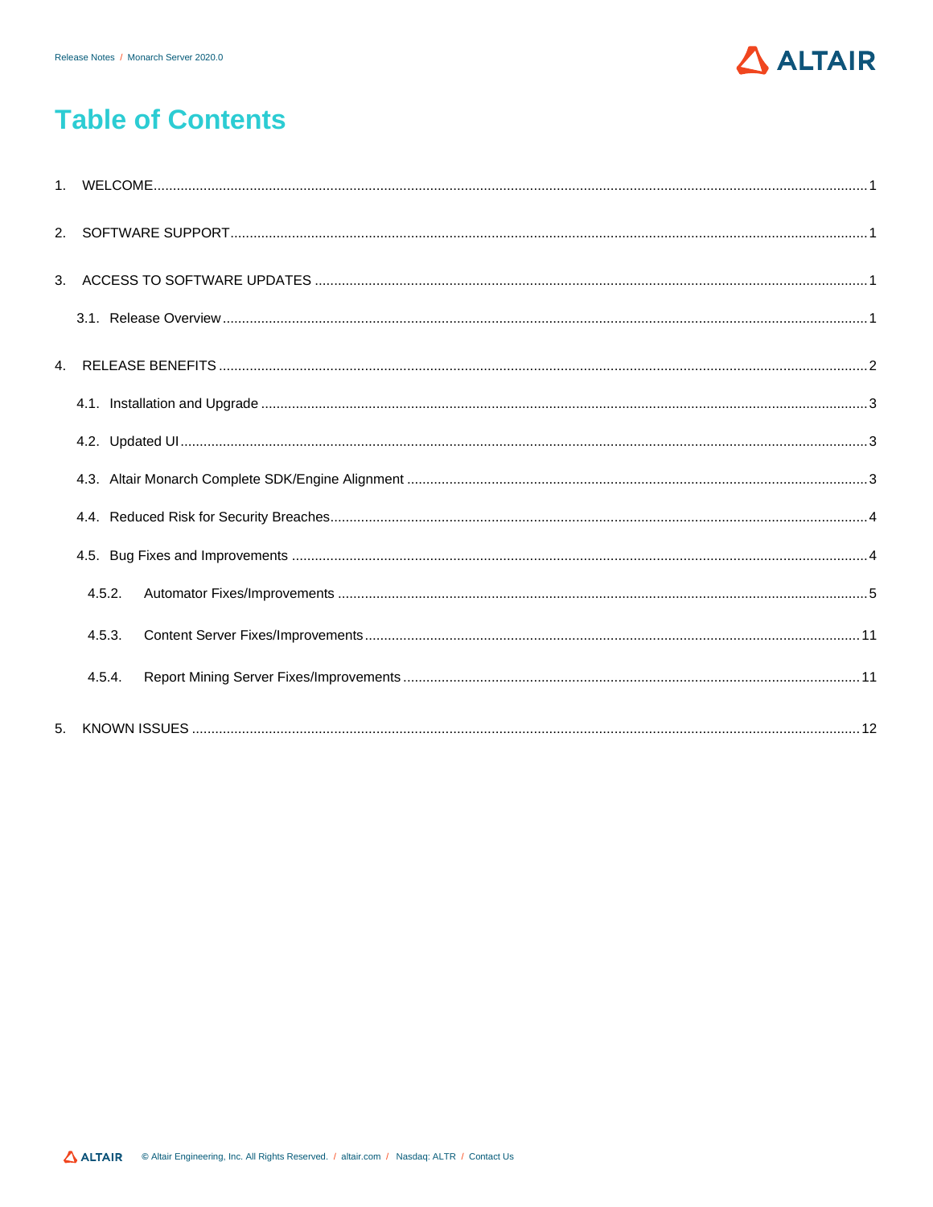# Table of Contents

1. WELCOME ... 1

2. SOFTWARE SUPPORT ... 1

3. ACCESS TO SOFTWARE UPDATES ... 1

   3.1. Release Overview ... 1

4. RELEASE BENEFITS ... 2

   4.1. Installation and Upgrade ... 3

   4.2. Updated UI ... 3

   4.3. Altair Monarch Complete SDK/Engine Alignment ... 3

   4.4. Reduced Risk for Security Breaches ... 4

   4.5. Bug Fixes and Improvements ... 4

      4.5.2. Automator Fixes/Improvements ... 5

      4.5.3. Content Server Fixes/Improvements ... 11

      4.5.4. Report Mining Server Fixes/Improvements ... 11

5. KNOWN ISSUES ... 12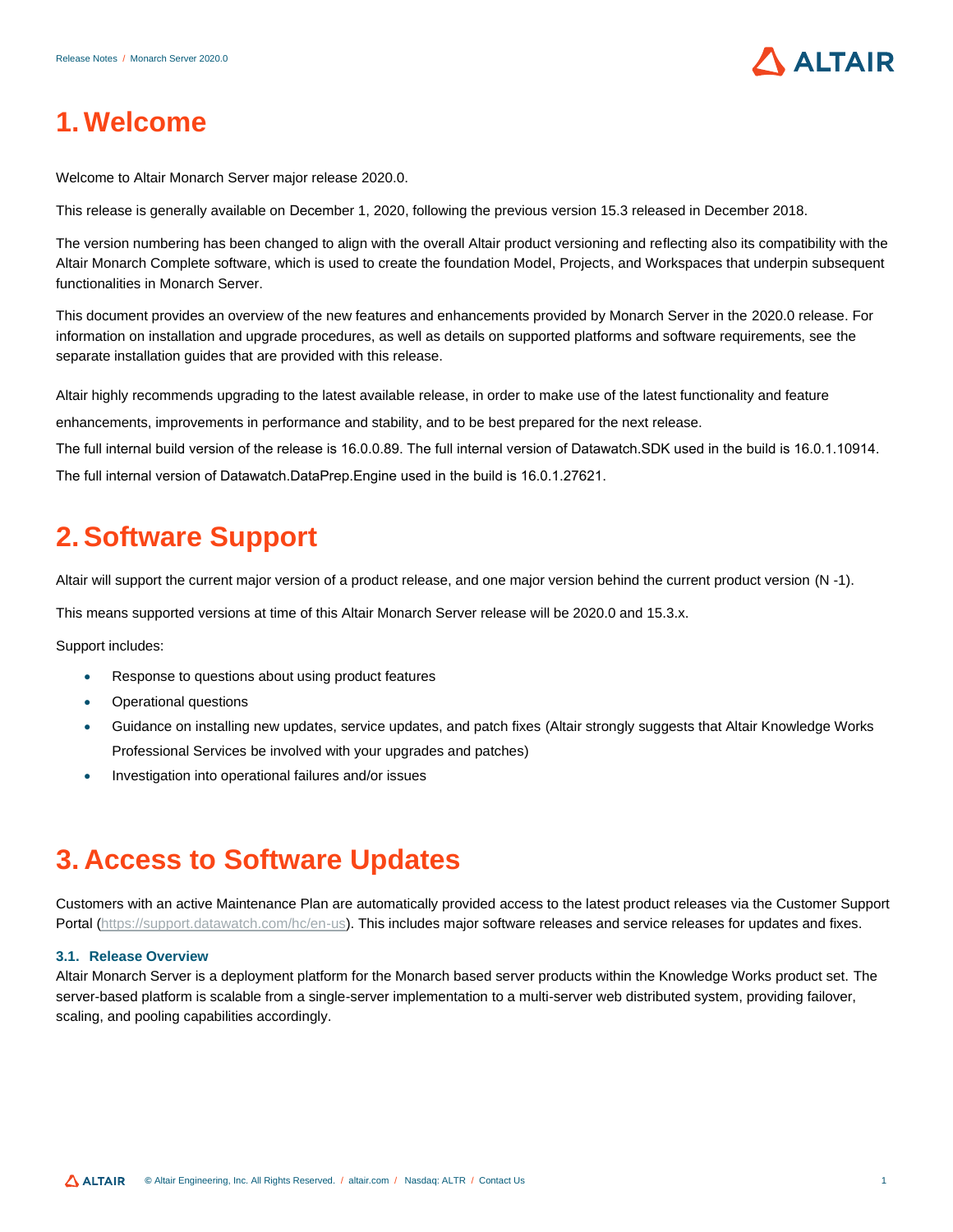# 1. Welcome

Welcome to Altair Monarch Server major release 2020.0.

This release is generally available on December 1, 2020, following the previous version 15.3 released in December 2018.

The version numbering has been changed to align with the overall Altair product versioning and reflecting also its compatibility with the Altair Monarch Complete software, which is used to create the foundation Model, Projects, and Workspaces that underpin subsequent functionalities in Monarch Server.

This document provides an overview of the new features and enhancements provided by Monarch Server in the 2020.0 release. For information on installation and upgrade procedures, as well as details on supported platforms and software requirements, see the separate installation guides that are provided with this release.

Altair highly recommends upgrading to the latest available release, in order to make use of the latest functionality and feature enhancements, improvements in performance and stability, and to be best prepared for the next release.

The full internal build version of the release is 16.0.0.89. The full internal version of Datawatch.SDK used in the build is 16.0.1.10914.

The full internal version of Datawatch.DataPrep.Engine used in the build is 16.0.1.27621.

# 2. Software Support

Altair will support the current major version of a product release, and one major version behind the current product version (N -1).

This means supported versions at time of this Altair Monarch Server release will be 2020.0 and 15.3.x.

Support includes:

- Response to questions about using product features
- Operational questions
- Guidance on installing new updates, service updates, and patch fixes (Altair strongly suggests that Altair Knowledge Works Professional Services be involved with your upgrades and patches)
- Investigation into operational failures and/or issues

# 3. Access to Software Updates

Customers with an active Maintenance Plan are automatically provided access to the latest product releases via the Customer Support Portal (https://support.datawatch.com/hc/en-us). This includes major software releases and service releases for updates and fixes.

### 3.1. Release Overview

Altair Monarch Server is a deployment platform for the Monarch based server products within the Knowledge Works product set. The server-based platform is scalable from a single-server implementation to a multi-server web distributed system, providing failover, scaling, and pooling capabilities accordingly.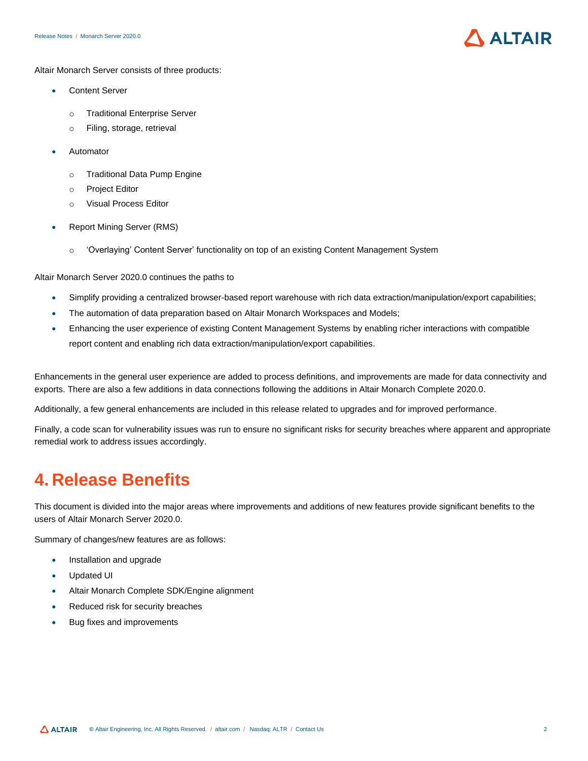Altair Monarch Server consists of three products:

- Content Server
    - Traditional Enterprise Server
    - Filing, storage, retrieval
- Automator
    - Traditional Data Pump Engine
    - Project Editor
    - Visual Process Editor
- Report Mining Server (RMS)
    - 'Overlaying' Content Server' functionality on top of an existing Content Management System

Altair Monarch Server 2020.0 continues the paths to

- Simplify providing a centralized browser-based report warehouse with rich data extraction/manipulation/export capabilities;
- The automation of data preparation based on Altair Monarch Workspaces and Models;
- Enhancing the user experience of existing Content Management Systems by enabling richer interactions with compatible report content and enabling rich data extraction/manipulation/export capabilities.

Enhancements in the general user experience are added to process definitions, and improvements are made for data connectivity and exports. There are also a few additions in data connections following the additions in Altair Monarch Complete 2020.0.

Additionally, a few general enhancements are included in this release related to upgrades and for improved performance.

Finally, a code scan for vulnerability issues was run to ensure no significant risks for security breaches where apparent and appropriate remedial work to address issues accordingly.

# 4. Release Benefits

This document is divided into the major areas where improvements and additions of new features provide significant benefits to the users of Altair Monarch Server 2020.0.

Summary of changes/new features are as follows:

- Installation and upgrade
- Updated UI
- Altair Monarch Complete SDK/Engine alignment
- Reduced risk for security breaches
- Bug fixes and improvements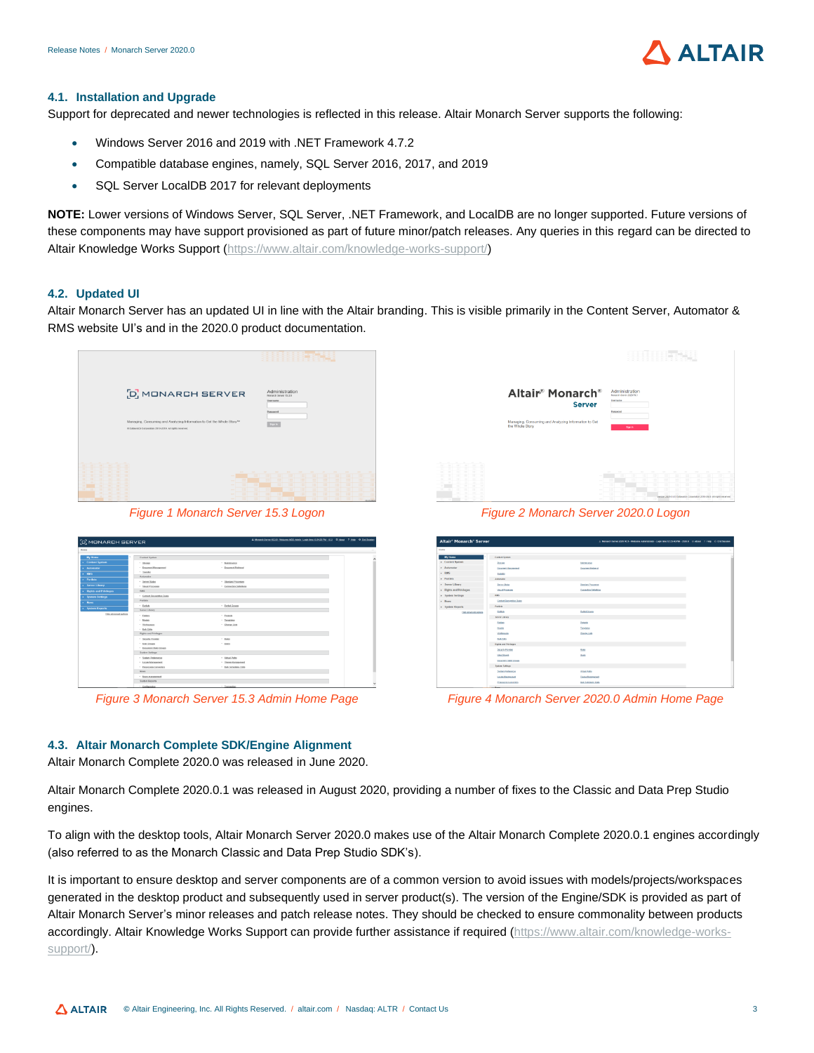### 4.1. Installation and Upgrade

Support for deprecated and newer technologies is reflected in this release. Altair Monarch Server supports the following:

- Windows Server 2016 and 2019 with .NET Framework 4.7.2
- Compatible database engines, namely, SQL Server 2016, 2017, and 2019
- SQL Server LocalDB 2017 for relevant deployments

**NOTE:** Lower versions of Windows Server, SQL Server, .NET Framework, and LocalDB are no longer supported. Future versions of these components may have support provisioned as part of future minor/patch releases. Any queries in this regard can be directed to Altair Knowledge Works Support (https://www.altair.com/knowledge-works-support/)

### 4.2. Updated UI

Altair Monarch Server has an updated UI in line with the Altair branding. This is visible primarily in the Content Server, Automator & RMS website UI's and in the 2020.0 product documentation.

*Figure 1 Monarch Server 15.3 Logon*

*Figure 2 Monarch Server 2020.0 Logon*

*Figure 3 Monarch Server 15.3 Admin Home Page*

*Figure 4 Monarch Server 2020.0 Admin Home Page*

### 4.3. Altair Monarch Complete SDK/Engine Alignment

Altair Monarch Complete 2020.0 was released in June 2020.

Altair Monarch Complete 2020.0.1 was released in August 2020, providing a number of fixes to the Classic and Data Prep Studio engines.

To align with the desktop tools, Altair Monarch Server 2020.0 makes use of the Altair Monarch Complete 2020.0.1 engines accordingly (also referred to as the Monarch Classic and Data Prep Studio SDK's).

It is important to ensure desktop and server components are of a common version to avoid issues with models/projects/workspaces generated in the desktop product and subsequently used in server product(s). The version of the Engine/SDK is provided as part of Altair Monarch Server's minor releases and patch release notes. They should be checked to ensure commonality between products accordingly. Altair Knowledge Works Support can provide further assistance if required (https://www.altair.com/knowledge-works-support/).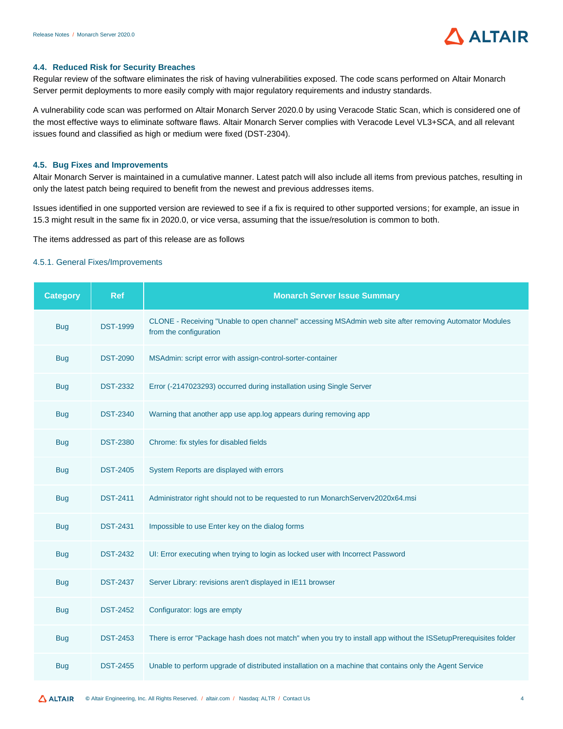### 4.4. Reduced Risk for Security Breaches

Regular review of the software eliminates the risk of having vulnerabilities exposed. The code scans performed on Altair Monarch Server permit deployments to more easily comply with major regulatory requirements and industry standards.

A vulnerability code scan was performed on Altair Monarch Server 2020.0 by using Veracode Static Scan, which is considered one of the most effective ways to eliminate software flaws. Altair Monarch Server complies with Veracode Level VL3+SCA, and all relevant issues found and classified as high or medium were fixed (DST-2304).

### 4.5. Bug Fixes and Improvements

Altair Monarch Server is maintained in a cumulative manner. Latest patch will also include all items from previous patches, resulting in only the latest patch being required to benefit from the newest and previous addresses items.

Issues identified in one supported version are reviewed to see if a fix is required to other supported versions; for example, an issue in 15.3 might result in the same fix in 2020.0, or vice versa, assuming that the issue/resolution is common to both.

The items addressed as part of this release are as follows

#### 4.5.1. General Fixes/Improvements

| Category | Ref | Monarch Server Issue Summary |
|---|---|---|
| Bug | DST-1999 | CLONE - Receiving "Unable to open channel" accessing MSAdmin web site after removing Automator Modules from the configuration |
| Bug | DST-2090 | MSAdmin: script error with assign-control-sorter-container |
| Bug | DST-2332 | Error (-2147023293) occurred during installation using Single Server |
| Bug | DST-2340 | Warning that another app use app.log appears during removing app |
| Bug | DST-2380 | Chrome: fix styles for disabled fields |
| Bug | DST-2405 | System Reports are displayed with errors |
| Bug | DST-2411 | Administrator right should not to be requested to run MonarchServerv2020x64.msi |
| Bug | DST-2431 | Impossible to use Enter key on the dialog forms |
| Bug | DST-2432 | UI: Error executing when trying to login as locked user with Incorrect Password |
| Bug | DST-2437 | Server Library: revisions aren't displayed in IE11 browser |
| Bug | DST-2452 | Configurator: logs are empty |
| Bug | DST-2453 | There is error "Package hash does not match" when you try to install app without the ISSetupPrerequisites folder |
| Bug | DST-2455 | Unable to perform upgrade of distributed installation on a machine that contains only the Agent Service |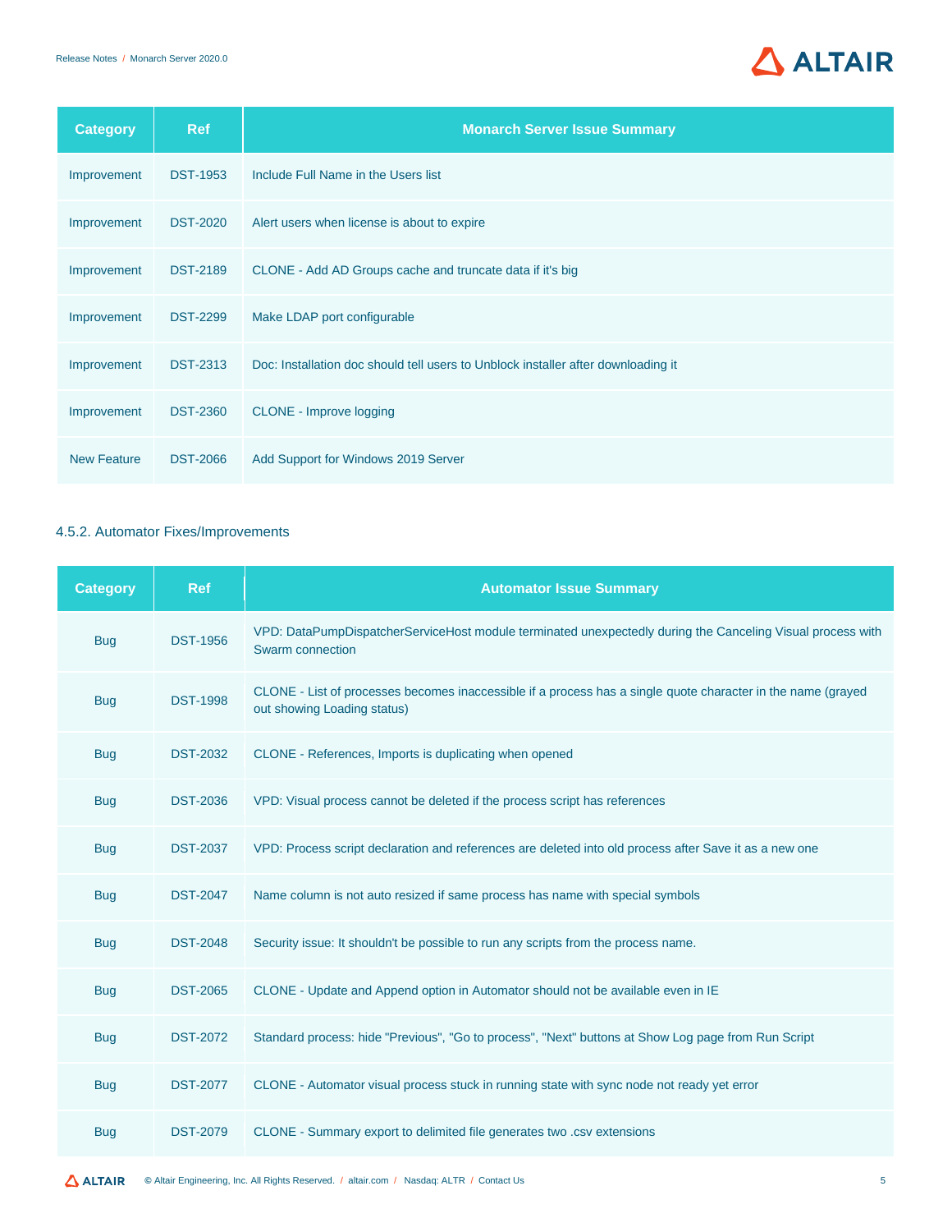| Category | Ref | Monarch Server Issue Summary |
| --- | --- | --- |
| Improvement | DST-1953 | Include Full Name in the Users list |
| Improvement | DST-2020 | Alert users when license is about to expire |
| Improvement | DST-2189 | CLONE - Add AD Groups cache and truncate data if it's big |
| Improvement | DST-2299 | Make LDAP port configurable |
| Improvement | DST-2313 | Doc: Installation doc should tell users to Unblock installer after downloading it |
| Improvement | DST-2360 | CLONE - Improve logging |
| New Feature | DST-2066 | Add Support for Windows 2019 Server |

### 4.5.2. Automator Fixes/Improvements

| Category | Ref | Automator Issue Summary |
| --- | --- | --- |
| Bug | DST-1956 | VPD: DataPumpDispatcherServiceHost module terminated unexpectedly during the Canceling Visual process with Swarm connection |
| Bug | DST-1998 | CLONE - List of processes becomes inaccessible if a process has a single quote character in the name (grayed out showing Loading status) |
| Bug | DST-2032 | CLONE - References, Imports is duplicating when opened |
| Bug | DST-2036 | VPD: Visual process cannot be deleted if the process script has references |
| Bug | DST-2037 | VPD: Process script declaration and references are deleted into old process after Save it as a new one |
| Bug | DST-2047 | Name column is not auto resized if same process has name with special symbols |
| Bug | DST-2048 | Security issue: It shouldn't be possible to run any scripts from the process name. |
| Bug | DST-2065 | CLONE - Update and Append option in Automator should not be available even in IE |
| Bug | DST-2072 | Standard process: hide "Previous", "Go to process", "Next" buttons at Show Log page from Run Script |
| Bug | DST-2077 | CLONE - Automator visual process stuck in running state with sync node not ready yet error |
| Bug | DST-2079 | CLONE - Summary export to delimited file generates two .csv extensions |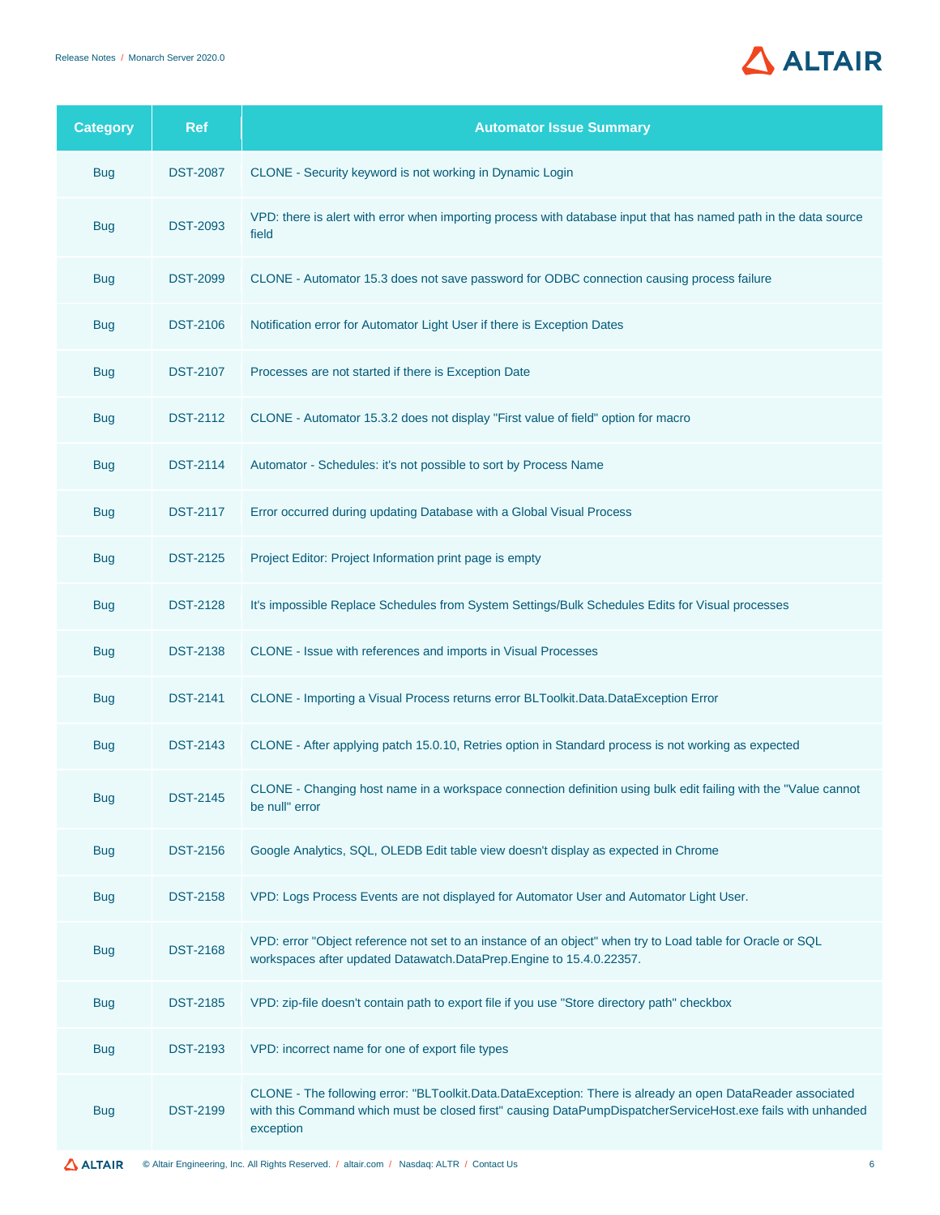| Category | Ref | Automator Issue Summary |
|---|---|---|
| Bug | DST-2087 | CLONE - Security keyword is not working in Dynamic Login |
| Bug | DST-2093 | VPD: there is alert with error when importing process with database input that has named path in the data source field |
| Bug | DST-2099 | CLONE - Automator 15.3 does not save password for ODBC connection causing process failure |
| Bug | DST-2106 | Notification error for Automator Light User if there is Exception Dates |
| Bug | DST-2107 | Processes are not started if there is Exception Date |
| Bug | DST-2112 | CLONE - Automator 15.3.2 does not display "First value of field" option for macro |
| Bug | DST-2114 | Automator - Schedules: it's not possible to sort by Process Name |
| Bug | DST-2117 | Error occurred during updating Database with a Global Visual Process |
| Bug | DST-2125 | Project Editor: Project Information print page is empty |
| Bug | DST-2128 | It's impossible Replace Schedules from System Settings/Bulk Schedules Edits for Visual processes |
| Bug | DST-2138 | CLONE - Issue with references and imports in Visual Processes |
| Bug | DST-2141 | CLONE - Importing a Visual Process returns error BLToolkit.Data.DataException Error |
| Bug | DST-2143 | CLONE - After applying patch 15.0.10, Retries option in Standard process is not working as expected |
| Bug | DST-2145 | CLONE - Changing host name in a workspace connection definition using bulk edit failing with the "Value cannot be null" error |
| Bug | DST-2156 | Google Analytics, SQL, OLEDB Edit table view doesn't display as expected in Chrome |
| Bug | DST-2158 | VPD: Logs Process Events are not displayed for Automator User and Automator Light User. |
| Bug | DST-2168 | VPD: error "Object reference not set to an instance of an object" when try to Load table for Oracle or SQL workspaces after updated Datawatch.DataPrep.Engine to 15.4.0.22357. |
| Bug | DST-2185 | VPD: zip-file doesn't contain path to export file if you use "Store directory path" checkbox |
| Bug | DST-2193 | VPD: incorrect name for one of export file types |
| Bug | DST-2199 | CLONE - The following error: "BLToolkit.Data.DataException: There is already an open DataReader associated with this Command which must be closed first" causing DataPumpDispatcherServiceHost.exe fails with unhanded exception |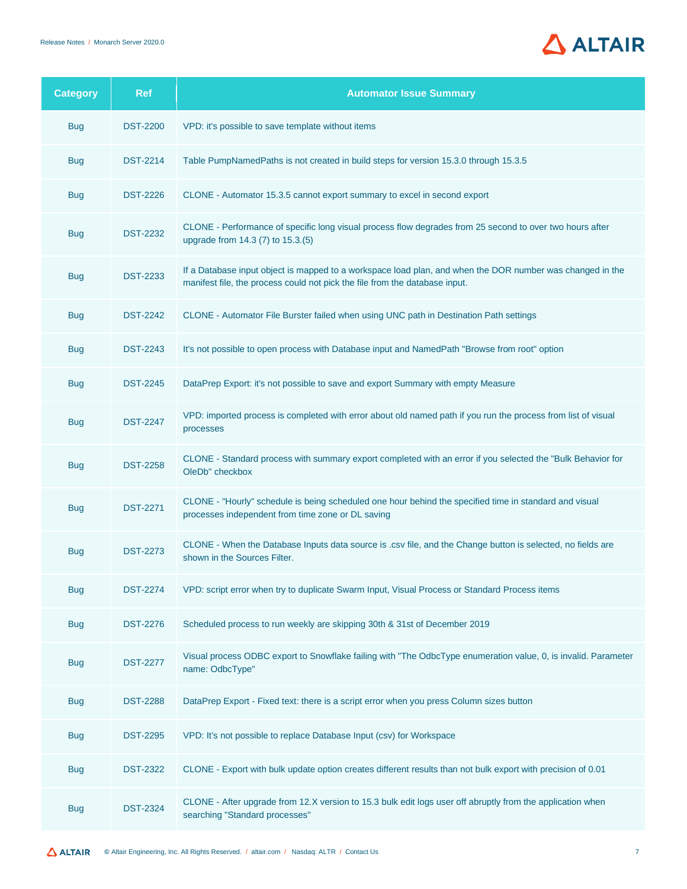| Category | Ref | Automator Issue Summary |
| --- | --- | --- |
| Bug | DST-2200 | VPD: it's possible to save template without items |
| Bug | DST-2214 | Table PumpNamedPaths is not created in build steps for version 15.3.0 through 15.3.5 |
| Bug | DST-2226 | CLONE - Automator 15.3.5 cannot export summary to excel in second export |
| Bug | DST-2232 | CLONE - Performance of specific long visual process flow degrades from 25 second to over two hours after upgrade from 14.3 (7) to 15.3.(5) |
| Bug | DST-2233 | If a Database input object is mapped to a workspace load plan, and when the DOR number was changed in the manifest file, the process could not pick the file from the database input. |
| Bug | DST-2242 | CLONE - Automator File Burster failed when using UNC path in Destination Path settings |
| Bug | DST-2243 | It's not possible to open process with Database input and NamedPath "Browse from root" option |
| Bug | DST-2245 | DataPrep Export: it's not possible to save and export Summary with empty Measure |
| Bug | DST-2247 | VPD: imported process is completed with error about old named path if you run the process from list of visual processes |
| Bug | DST-2258 | CLONE - Standard process with summary export completed with an error if you selected the "Bulk Behavior for OleDb" checkbox |
| Bug | DST-2271 | CLONE - "Hourly" schedule is being scheduled one hour behind the specified time in standard and visual processes independent from time zone or DL saving |
| Bug | DST-2273 | CLONE - When the Database Inputs data source is .csv file, and the Change button is selected, no fields are shown in the Sources Filter. |
| Bug | DST-2274 | VPD: script error when try to duplicate Swarm Input, Visual Process or Standard Process items |
| Bug | DST-2276 | Scheduled process to run weekly are skipping 30th & 31st of December 2019 |
| Bug | DST-2277 | Visual process ODBC export to Snowflake failing with "The OdbcType enumeration value, 0, is invalid. Parameter name: OdbcType" |
| Bug | DST-2288 | DataPrep Export - Fixed text: there is a script error when you press Column sizes button |
| Bug | DST-2295 | VPD: It's not possible to replace Database Input (csv) for Workspace |
| Bug | DST-2322 | CLONE - Export with bulk update option creates different results than not bulk export with precision of 0.01 |
| Bug | DST-2324 | CLONE - After upgrade from 12.X version to 15.3 bulk edit logs user off abruptly from the application when searching "Standard processes" |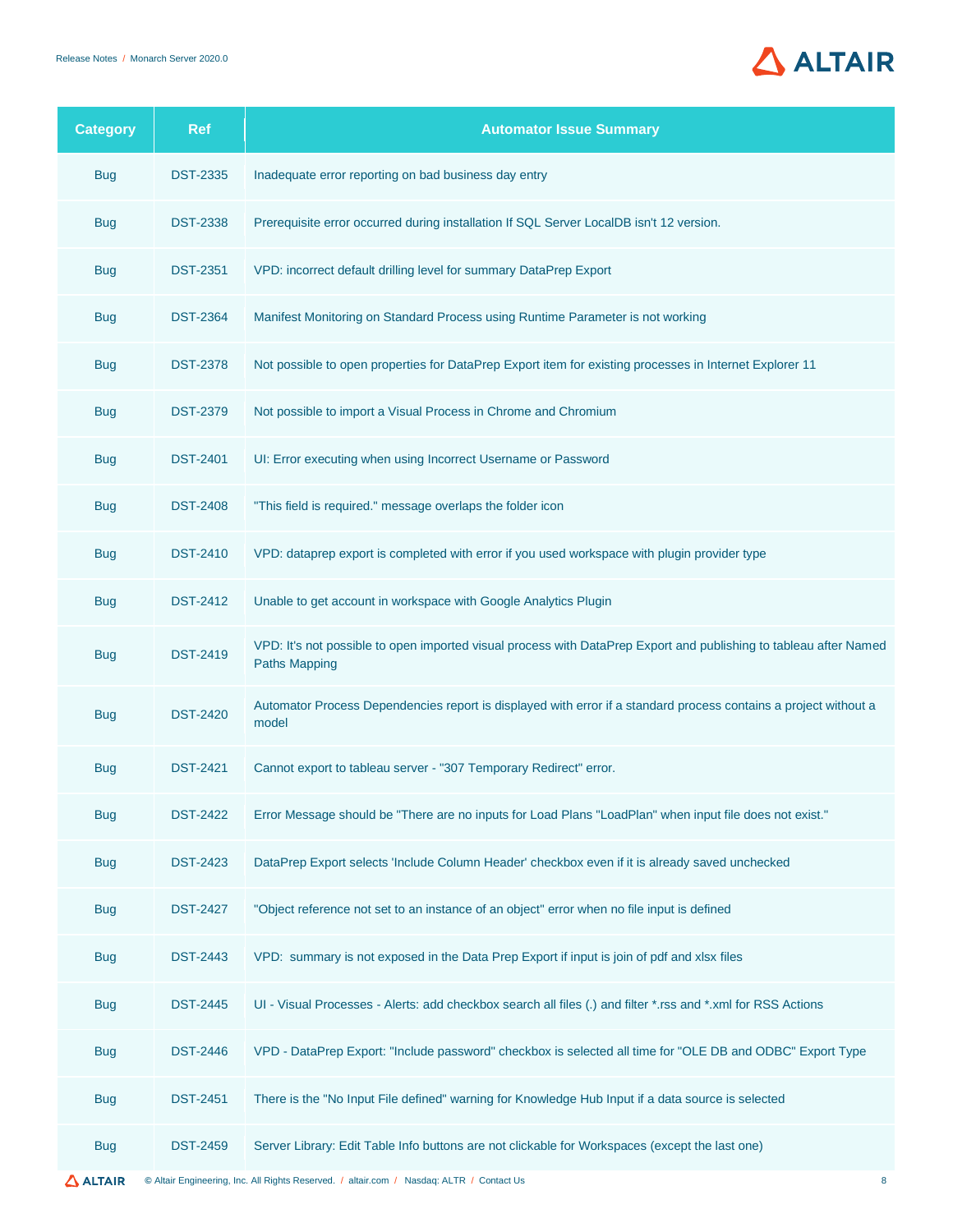| Category | Ref | Automator Issue Summary |
|---|---|---|
| Bug | DST-2335 | Inadequate error reporting on bad business day entry |
| Bug | DST-2338 | Prerequisite error occurred during installation If SQL Server LocalDB isn't 12 version. |
| Bug | DST-2351 | VPD: incorrect default drilling level for summary DataPrep Export |
| Bug | DST-2364 | Manifest Monitoring on Standard Process using Runtime Parameter is not working |
| Bug | DST-2378 | Not possible to open properties for DataPrep Export item for existing processes in Internet Explorer 11 |
| Bug | DST-2379 | Not possible to import a Visual Process in Chrome and Chromium |
| Bug | DST-2401 | UI: Error executing when using Incorrect Username or Password |
| Bug | DST-2408 | "This field is required." message overlaps the folder icon |
| Bug | DST-2410 | VPD: dataprep export is completed with error if you used workspace with plugin provider type |
| Bug | DST-2412 | Unable to get account in workspace with Google Analytics Plugin |
| Bug | DST-2419 | VPD: It's not possible to open imported visual process with DataPrep Export and publishing to tableau after Named Paths Mapping |
| Bug | DST-2420 | Automator Process Dependencies report is displayed with error if a standard process contains a project without a model |
| Bug | DST-2421 | Cannot export to tableau server - "307 Temporary Redirect" error. |
| Bug | DST-2422 | Error Message should be "There are no inputs for Load Plans "LoadPlan" when input file does not exist." |
| Bug | DST-2423 | DataPrep Export selects 'Include Column Header' checkbox even if it is already saved unchecked |
| Bug | DST-2427 | "Object reference not set to an instance of an object" error when no file input is defined |
| Bug | DST-2443 | VPD: summary is not exposed in the Data Prep Export if input is join of pdf and xlsx files |
| Bug | DST-2445 | UI - Visual Processes - Alerts: add checkbox search all files (.) and filter *.rss and *.xml for RSS Actions |
| Bug | DST-2446 | VPD - DataPrep Export: "Include password" checkbox is selected all time for "OLE DB and ODBC" Export Type |
| Bug | DST-2451 | There is the "No Input File defined" warning for Knowledge Hub Input if a data source is selected |
| Bug | DST-2459 | Server Library: Edit Table Info buttons are not clickable for Workspaces (except the last one) |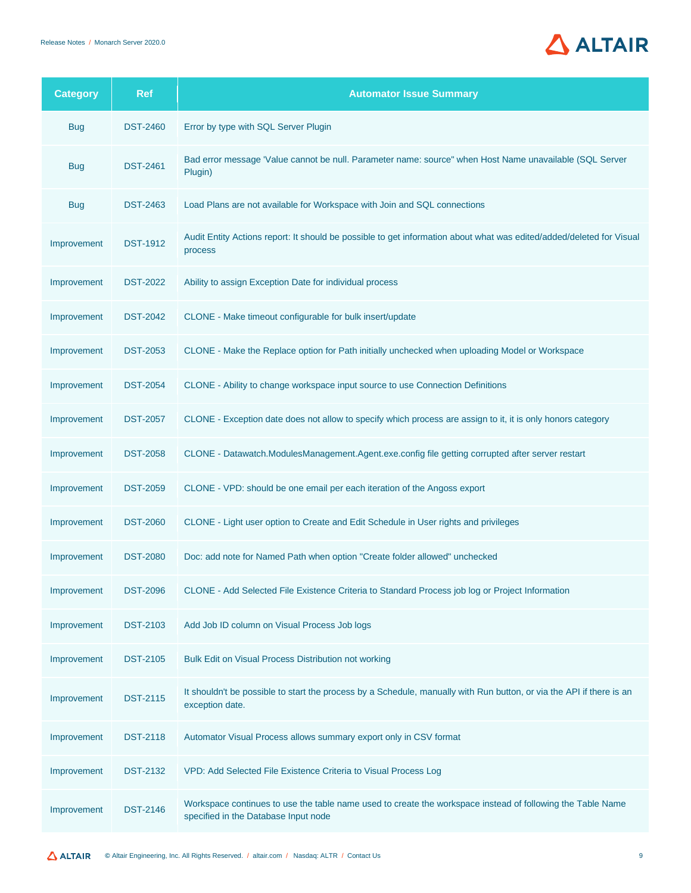| Category | Ref | Automator Issue Summary |
|---|---|---|
| Bug | DST-2460 | Error by type with SQL Server Plugin |
| Bug | DST-2461 | Bad error message 'Value cannot be null. Parameter name: source" when Host Name unavailable (SQL Server Plugin) |
| Bug | DST-2463 | Load Plans are not available for Workspace with Join and SQL connections |
| Improvement | DST-1912 | Audit Entity Actions report: It should be possible to get information about what was edited/added/deleted for Visual process |
| Improvement | DST-2022 | Ability to assign Exception Date for individual process |
| Improvement | DST-2042 | CLONE - Make timeout configurable for bulk insert/update |
| Improvement | DST-2053 | CLONE - Make the Replace option for Path initially unchecked when uploading Model or Workspace |
| Improvement | DST-2054 | CLONE - Ability to change workspace input source to use Connection Definitions |
| Improvement | DST-2057 | CLONE - Exception date does not allow to specify which process are assign to it, it is only honors category |
| Improvement | DST-2058 | CLONE - Datawatch.ModulesManagement.Agent.exe.config file getting corrupted after server restart |
| Improvement | DST-2059 | CLONE - VPD: should be one email per each iteration of the Angoss export |
| Improvement | DST-2060 | CLONE - Light user option to Create and Edit Schedule in User rights and privileges |
| Improvement | DST-2080 | Doc: add note for Named Path when option "Create folder allowed" unchecked |
| Improvement | DST-2096 | CLONE - Add Selected File Existence Criteria to Standard Process job log or Project Information |
| Improvement | DST-2103 | Add Job ID column on Visual Process Job logs |
| Improvement | DST-2105 | Bulk Edit on Visual Process Distribution not working |
| Improvement | DST-2115 | It shouldn't be possible to start the process by a Schedule, manually with Run button, or via the API if there is an exception date. |
| Improvement | DST-2118 | Automator Visual Process allows summary export only in CSV format |
| Improvement | DST-2132 | VPD: Add Selected File Existence Criteria to Visual Process Log |
| Improvement | DST-2146 | Workspace continues to use the table name used to create the workspace instead of following the Table Name specified in the Database Input node |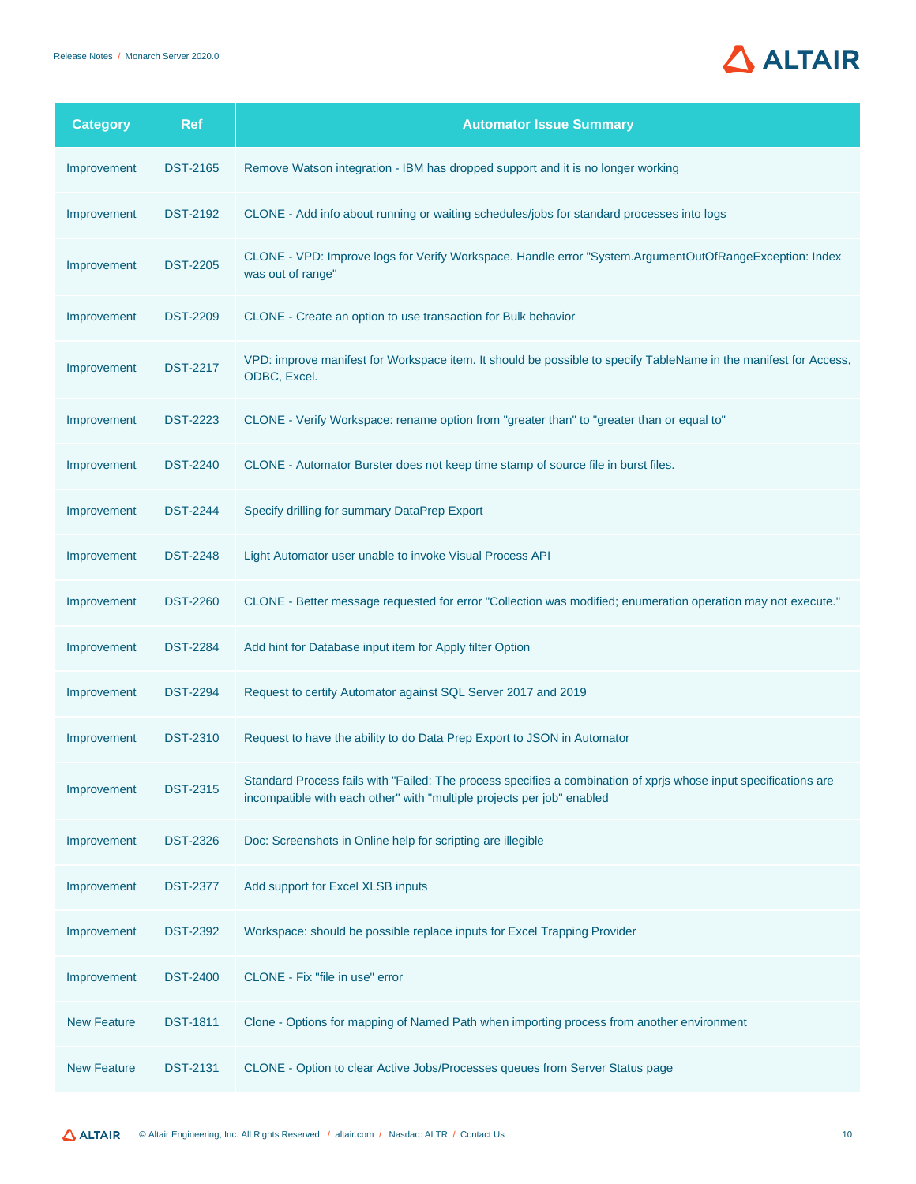| Category | Ref | Automator Issue Summary |
|---|---|---|
| Improvement | DST-2165 | Remove Watson integration - IBM has dropped support and it is no longer working |
| Improvement | DST-2192 | CLONE - Add info about running or waiting schedules/jobs for standard processes into logs |
| Improvement | DST-2205 | CLONE - VPD: Improve logs for Verify Workspace. Handle error "System.ArgumentOutOfRangeException: Index was out of range" |
| Improvement | DST-2209 | CLONE - Create an option to use transaction for Bulk behavior |
| Improvement | DST-2217 | VPD: improve manifest for Workspace item. It should be possible to specify TableName in the manifest for Access, ODBC, Excel. |
| Improvement | DST-2223 | CLONE - Verify Workspace: rename option from "greater than" to "greater than or equal to" |
| Improvement | DST-2240 | CLONE - Automator Burster does not keep time stamp of source file in burst files. |
| Improvement | DST-2244 | Specify drilling for summary DataPrep Export |
| Improvement | DST-2248 | Light Automator user unable to invoke Visual Process API |
| Improvement | DST-2260 | CLONE - Better message requested for error "Collection was modified; enumeration operation may not execute." |
| Improvement | DST-2284 | Add hint for Database input item for Apply filter Option |
| Improvement | DST-2294 | Request to certify Automator against SQL Server 2017 and 2019 |
| Improvement | DST-2310 | Request to have the ability to do Data Prep Export to JSON in Automator |
| Improvement | DST-2315 | Standard Process fails with "Failed: The process specifies a combination of xprjs whose input specifications are incompatible with each other" with "multiple projects per job" enabled |
| Improvement | DST-2326 | Doc: Screenshots in Online help for scripting are illegible |
| Improvement | DST-2377 | Add support for Excel XLSB inputs |
| Improvement | DST-2392 | Workspace: should be possible replace inputs for Excel Trapping Provider |
| Improvement | DST-2400 | CLONE - Fix "file in use" error |
| New Feature | DST-1811 | Clone - Options for mapping of Named Path when importing process from another environment |
| New Feature | DST-2131 | CLONE - Option to clear Active Jobs/Processes queues from Server Status page |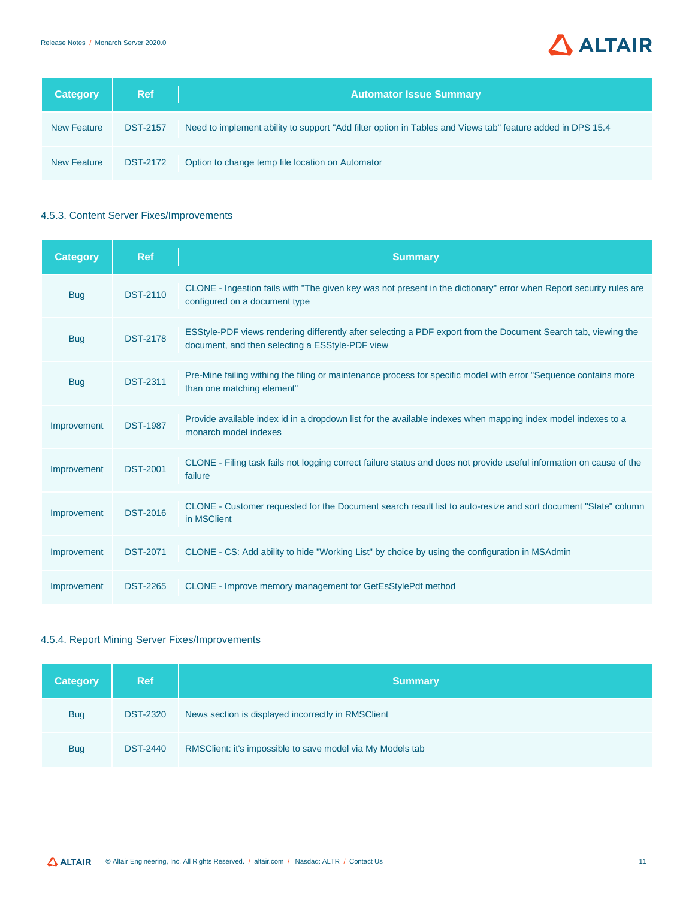| Category | Ref | Automator Issue Summary |
|---|---|---|
| New Feature | DST-2157 | Need to implement ability to support "Add filter option in Tables and Views tab" feature added in DPS 15.4 |
| New Feature | DST-2172 | Option to change temp file location on Automator |

### 4.5.3. Content Server Fixes/Improvements

| Category | Ref | Summary |
|---|---|---|
| Bug | DST-2110 | CLONE - Ingestion fails with "The given key was not present in the dictionary" error when Report security rules are configured on a document type |
| Bug | DST-2178 | ESStyle-PDF views rendering differently after selecting a PDF export from the Document Search tab, viewing the document, and then selecting a ESStyle-PDF view |
| Bug | DST-2311 | Pre-Mine failing withing the filing or maintenance process for specific model with error "Sequence contains more than one matching element" |
| Improvement | DST-1987 | Provide available index id in a dropdown list for the available indexes when mapping index model indexes to a monarch model indexes |
| Improvement | DST-2001 | CLONE - Filing task fails not logging correct failure status and does not provide useful information on cause of the failure |
| Improvement | DST-2016 | CLONE - Customer requested for the Document search result list to auto-resize and sort document "State" column in MSClient |
| Improvement | DST-2071 | CLONE - CS: Add ability to hide "Working List" by choice by using the configuration in MSAdmin |
| Improvement | DST-2265 | CLONE - Improve memory management for GetEsStylePdf method |

### 4.5.4. Report Mining Server Fixes/Improvements

| Category | Ref | Summary |
|---|---|---|
| Bug | DST-2320 | News section is displayed incorrectly in RMSClient |
| Bug | DST-2440 | RMSClient: it's impossible to save model via My Models tab |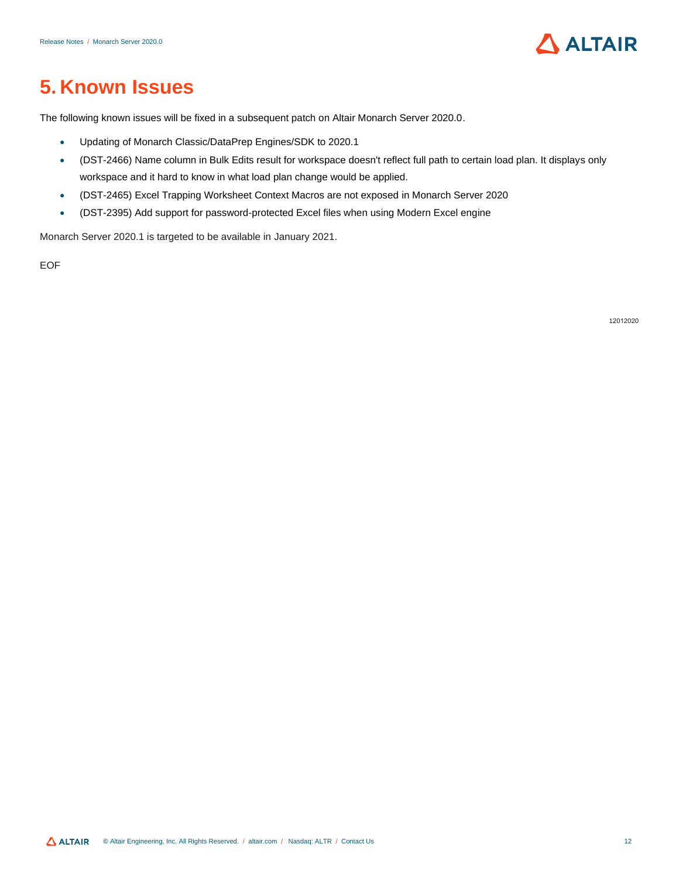# 5. Known Issues

The following known issues will be fixed in a subsequent patch on Altair Monarch Server 2020.0.

- Updating of Monarch Classic/DataPrep Engines/SDK to 2020.1
- (DST-2466) Name column in Bulk Edits result for workspace doesn't reflect full path to certain load plan. It displays only workspace and it hard to know in what load plan change would be applied.
- (DST-2465) Excel Trapping Worksheet Context Macros are not exposed in Monarch Server 2020
- (DST-2395) Add support for password-protected Excel files when using Modern Excel engine

Monarch Server 2020.1 is targeted to be available in January 2021.

EOF

12012020